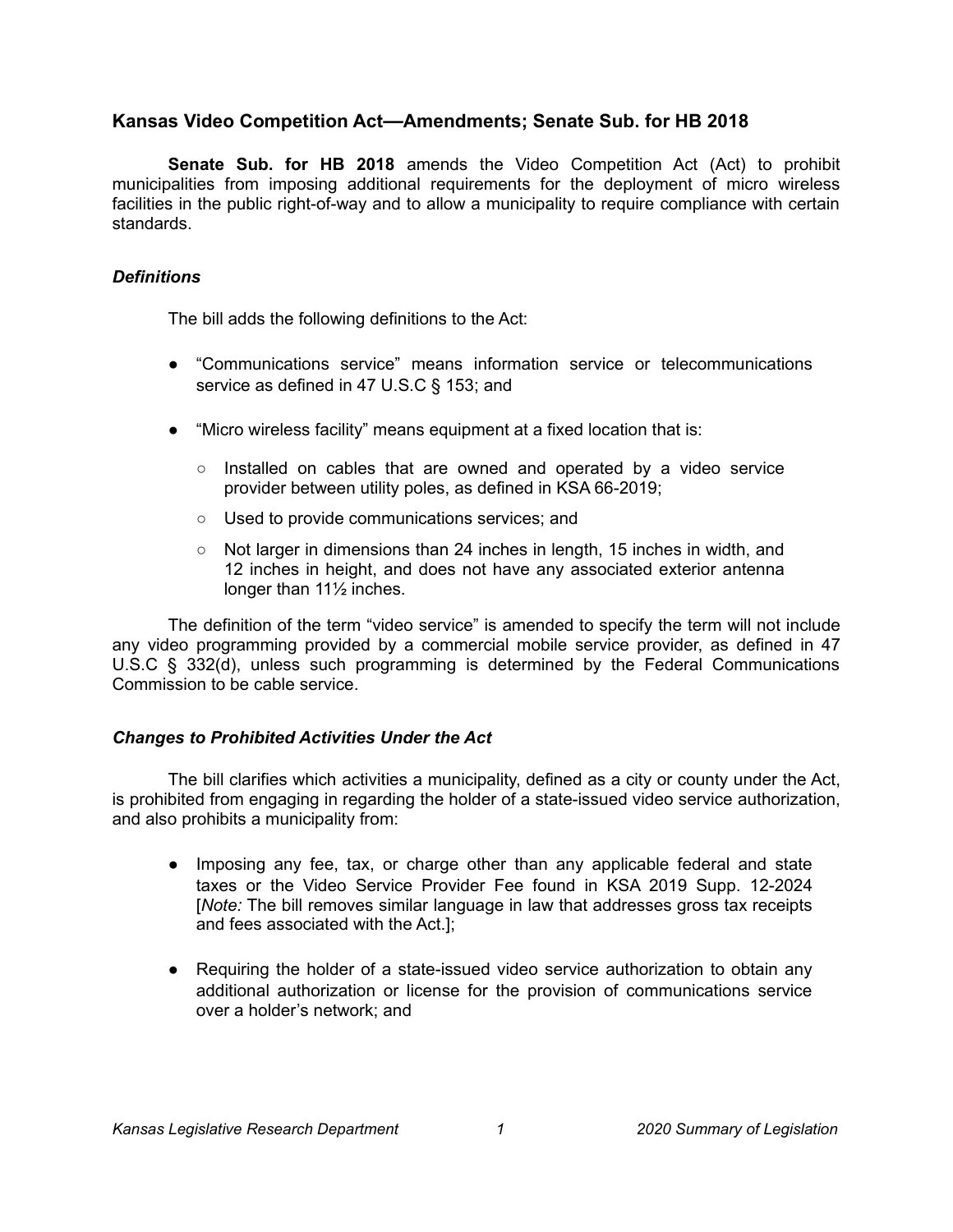## Kansas Video Competition Act—Amendments; Senate Sub. for HB 2018

**Senate Sub. for HB 2018** amends the Video Competition Act (Act) to prohibit municipalities from imposing additional requirements for the deployment of micro wireless facilities in the public right-of-way and to allow a municipality to require compliance with certain standards.

### *Definitions*

The bill adds the following definitions to the Act:

- "Communications service" means information service or telecommunications service as defined in 47 U.S.C § 153; and
- "Micro wireless facility" means equipment at a fixed location that is:
  - Installed on cables that are owned and operated by a video service provider between utility poles, as defined in KSA 66-2019;
  - Used to provide communications services; and
  - Not larger in dimensions than 24 inches in length, 15 inches in width, and 12 inches in height, and does not have any associated exterior antenna longer than 11½ inches.

The definition of the term "video service" is amended to specify the term will not include any video programming provided by a commercial mobile service provider, as defined in 47 U.S.C § 332(d), unless such programming is determined by the Federal Communications Commission to be cable service.

### *Changes to Prohibited Activities Under the Act*

The bill clarifies which activities a municipality, defined as a city or county under the Act, is prohibited from engaging in regarding the holder of a state-issued video service authorization, and also prohibits a municipality from:

- Imposing any fee, tax, or charge other than any applicable federal and state taxes or the Video Service Provider Fee found in KSA 2019 Supp. 12-2024 [*Note:* The bill removes similar language in law that addresses gross tax receipts and fees associated with the Act.];
- Requiring the holder of a state-issued video service authorization to obtain any additional authorization or license for the provision of communications service over a holder's network; and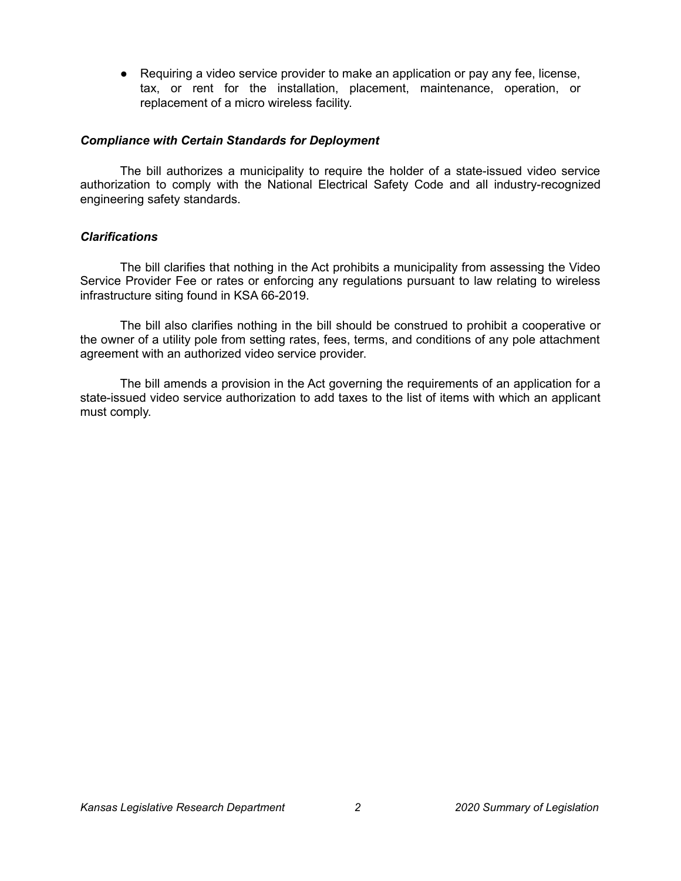- Requiring a video service provider to make an application or pay any fee, license, tax, or rent for the installation, placement, maintenance, operation, or replacement of a micro wireless facility.

### *Compliance with Certain Standards for Deployment*

The bill authorizes a municipality to require the holder of a state-issued video service authorization to comply with the National Electrical Safety Code and all industry-recognized engineering safety standards.

### *Clarifications*

The bill clarifies that nothing in the Act prohibits a municipality from assessing the Video Service Provider Fee or rates or enforcing any regulations pursuant to law relating to wireless infrastructure siting found in KSA 66-2019.

The bill also clarifies nothing in the bill should be construed to prohibit a cooperative or the owner of a utility pole from setting rates, fees, terms, and conditions of any pole attachment agreement with an authorized video service provider.

The bill amends a provision in the Act governing the requirements of an application for a state-issued video service authorization to add taxes to the list of items with which an applicant must comply.